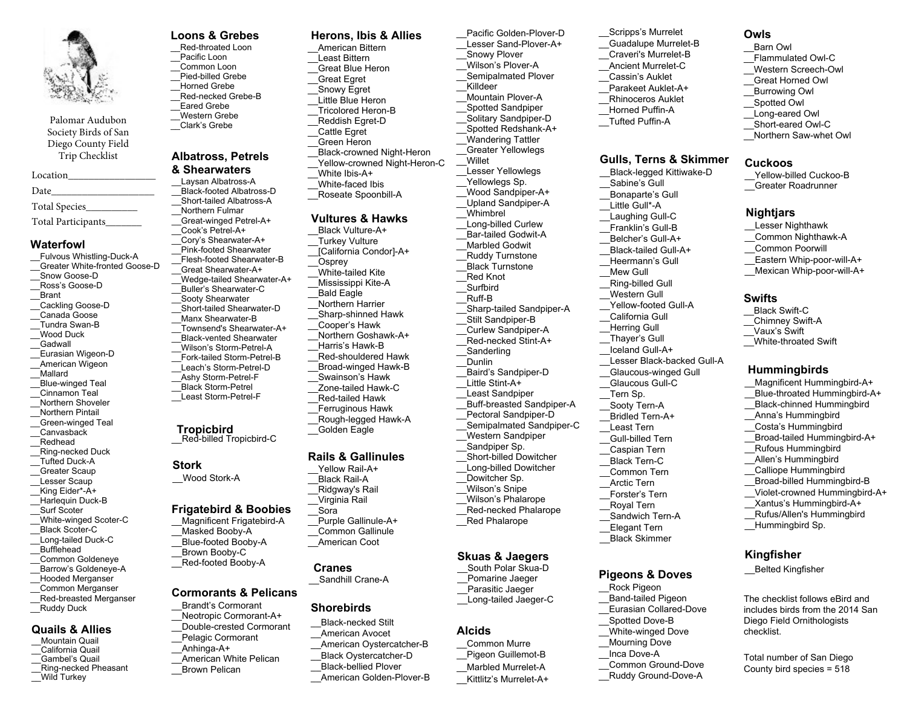Palomar Audubon Society Birds of San Diego County Field Trip Checklist

Location__________________

Date_____________________

Total Species__________

Total Participants_______

## Waterfowl

__Fulvous Whistling-Duck-A
__Greater White-fronted Goose-D
__Snow Goose-D
__Ross's Goose-D
__Brant
__Cackling Goose-D
__Canada Goose
__Tundra Swan-B
__Wood Duck
__Gadwall
__Eurasian Wigeon-D
__American Wigeon
__Mallard
__Blue-winged Teal
__Cinnamon Teal
__Northern Shoveler
__Northern Pintail
__Green-winged Teal
__Canvasback
__Redhead
__Ring-necked Duck
__Tufted Duck-A
__Greater Scaup
__Lesser Scaup
__King Eider*-A+
__Harlequin Duck-B
__Surf Scoter
__White-winged Scoter-C
__Black Scoter-C
__Long-tailed Duck-C
__Bufflehead
__Common Goldeneye
__Barrow's Goldeneye-A
__Hooded Merganser
__Common Merganser
__Red-breasted Merganser
__Ruddy Duck

## Quails & Allies

__Mountain Quail
__California Quail
__Gambel's Quail
__Ring-necked Pheasant
__Wild Turkey

## Loons & Grebes

__Red-throated Loon
__Pacific Loon
__Common Loon
__Pied-billed Grebe
__Horned Grebe
__Red-necked Grebe-B
__Eared Grebe
__Western Grebe
__Clark's Grebe

## Albatross, Petrels & Shearwaters

__Laysan Albatross-A
__Black-footed Albatross-D
__Short-tailed Albatross-A
__Northern Fulmar
__Great-winged Petrel-A+
__Cook's Petrel-A+
__Cory's Shearwater-A+
__Pink-footed Shearwater
__Flesh-footed Shearwater-B
__Great Shearwater-A+
__Wedge-tailed Shearwater-A+
__Buller's Shearwater-C
__Sooty Shearwater
__Short-tailed Shearwater-D
__Manx Shearwater-B
__Townsend's Shearwater-A+
__Black-vented Shearwater
__Wilson's Storm-Petrel-A
__Fork-tailed Storm-Petrel-B
__Leach's Storm-Petrel-D
__Ashy Storm-Petrel-F
__Black Storm-Petrel
__Least Storm-Petrel-F

## Tropicbird

__Red-billed Tropicbird-C

## Stork

__Wood Stork-A

## Frigatebird & Boobies

__Magnificent Frigatebird-A
__Masked Booby-A
__Blue-footed Booby-A
__Brown Booby-C
__Red-footed Booby-A

## Cormorants & Pelicans

__Brandt's Cormorant
__Neotropic Cormorant-A+
__Double-crested Cormorant
__Pelagic Cormorant
__Anhinga-A+
__American White Pelican
__Brown Pelican

## Herons, Ibis & Allies

__American Bittern
__Least Bittern
__Great Blue Heron
__Great Egret
__Snowy Egret
__Little Blue Heron
__Tricolored Heron-B
__Reddish Egret-D
__Cattle Egret
__Green Heron
__Black-crowned Night-Heron
__Yellow-crowned Night-Heron-C
__White Ibis-A+
__White-faced Ibis
__Roseate Spoonbill-A

## Vultures & Hawks

__Black Vulture-A+
__Turkey Vulture
__[California Condor]-A+
__Osprey
__White-tailed Kite
__Mississippi Kite-A
__Bald Eagle
__Northern Harrier
__Sharp-shinned Hawk
__Cooper's Hawk
__Northern Goshawk-A+
__Harris's Hawk-B
__Red-shouldered Hawk
__Broad-winged Hawk-B
__Swainson's Hawk
__Zone-tailed Hawk-C
__Red-tailed Hawk
__Ferruginous Hawk
__Rough-legged Hawk-A
__Golden Eagle

## Rails & Gallinules

__Yellow Rail-A+
__Black Rail-A
__Ridgway's Rail
__Virginia Rail
__Sora
__Purple Gallinule-A+
__Common Gallinule
__American Coot

## Cranes

__Sandhill Crane-A

## Shorebirds

__Black-necked Stilt
__American Avocet
__American Oystercatcher-B
__Black Oystercatcher-D
__Black-bellied Plover
__American Golden-Plover-B
__Pacific Golden-Plover-D
__Lesser Sand-Plover-A+
__Snowy Plover
__Wilson's Plover-A
__Semipalmated Plover
__Killdeer
__Mountain Plover-A
__Spotted Sandpiper
__Solitary Sandpiper-D
__Spotted Redshank-A+
__Wandering Tattler
__Greater Yellowlegs
__Willet
__Lesser Yellowlegs
__Yellowlegs Sp.
__Wood Sandpiper-A+
__Upland Sandpiper-A
__Whimbrel
__Long-billed Curlew
__Bar-tailed Godwit-A
__Marbled Godwit
__Ruddy Turnstone
__Black Turnstone
__Red Knot
__Surfbird
__Ruff-B
__Sharp-tailed Sandpiper-A
__Stilt Sandpiper-B
__Curlew Sandpiper-A
__Red-necked Stint-A+
__Sanderling
__Dunlin
__Baird's Sandpiper-D
__Little Stint-A+
__Least Sandpiper
__Buff-breasted Sandpiper-A
__Pectoral Sandpiper-D
__Semipalmated Sandpiper-C
__Western Sandpiper
__Sandpiper Sp.
__Short-billed Dowitcher
__Long-billed Dowitcher
__Dowitcher Sp.
__Wilson's Snipe
__Wilson's Phalarope
__Red-necked Phalarope
__Red Phalarope

## Skuas & Jaegers

__South Polar Skua-D
__Pomarine Jaeger
__Parasitic Jaeger
__Long-tailed Jaeger-C

## Alcids

__Common Murre
__Pigeon Guillemot-B
__Marbled Murrelet-A
__Kittlitz's Murrelet-A+
__Scripps's Murrelet
__Guadalupe Murrelet-B
__Craveri's Murrelet-B
__Ancient Murrelet-C
__Cassin's Auklet
__Parakeet Auklet-A+
__Rhinoceros Auklet
__Horned Puffin-A
__Tufted Puffin-A

## Gulls, Terns & Skimmer

__Black-legged Kittiwake-D
__Sabine's Gull
__Bonaparte's Gull
__Little Gull*-A
__Laughing Gull-C
__Franklin's Gull-B
__Belcher's Gull-A+
__Black-tailed Gull-A+
__Heermann's Gull
__Mew Gull
__Ring-billed Gull
__Western Gull
__Yellow-footed Gull-A
__California Gull
__Herring Gull
__Thayer's Gull
__Iceland Gull-A+
__Lesser Black-backed Gull-A
__Glaucous-winged Gull
__Glaucous Gull-C
__Tern Sp.
__Sooty Tern-A
__Bridled Tern-A+
__Least Tern
__Gull-billed Tern
__Caspian Tern
__Black Tern-C
__Common Tern
__Arctic Tern
__Forster's Tern
__Royal Tern
__Sandwich Tern-A
__Elegant Tern
__Black Skimmer

## Pigeons & Doves

__Rock Pigeon
__Band-tailed Pigeon
__Eurasian Collared-Dove
__Spotted Dove-B
__White-winged Dove
__Mourning Dove
__Inca Dove-A
__Common Ground-Dove
__Ruddy Ground-Dove-A

## Owls

__Barn Owl
__Flammulated Owl-C
__Western Screech-Owl
__Great Horned Owl
__Burrowing Owl
__Spotted Owl
__Long-eared Owl
__Short-eared Owl-C
__Northern Saw-whet Owl

## Cuckoos

__Yellow-billed Cuckoo-B
__Greater Roadrunner

## Nightjars

__Lesser Nighthawk
__Common Nighthawk-A
__Common Poorwill
__Eastern Whip-poor-will-A+
__Mexican Whip-poor-will-A+

## Swifts

__Black Swift-C
__Chimney Swift-A
__Vaux's Swift
__White-throated Swift

## Hummingbirds

__Magnificent Hummingbird-A+
__Blue-throated Hummingbird-A+
__Black-chinned Hummingbird
__Anna's Hummingbird
__Costa's Hummingbird
__Broad-tailed Hummingbird-A+
__Rufous Hummingbird
__Allen's Hummingbird
__Calliope Hummingbird
__Broad-billed Hummingbird-B
__Violet-crowned Hummingbird-A+
__Xantus's Hummingbird-A+
__Rufus/Allen's Hummingbird
__Hummingbird Sp.

## Kingfisher

__Belted Kingfisher

The checklist follows eBird and includes birds from the 2014 San Diego Field Ornithologists checklist.

Total number of San Diego County bird species = 518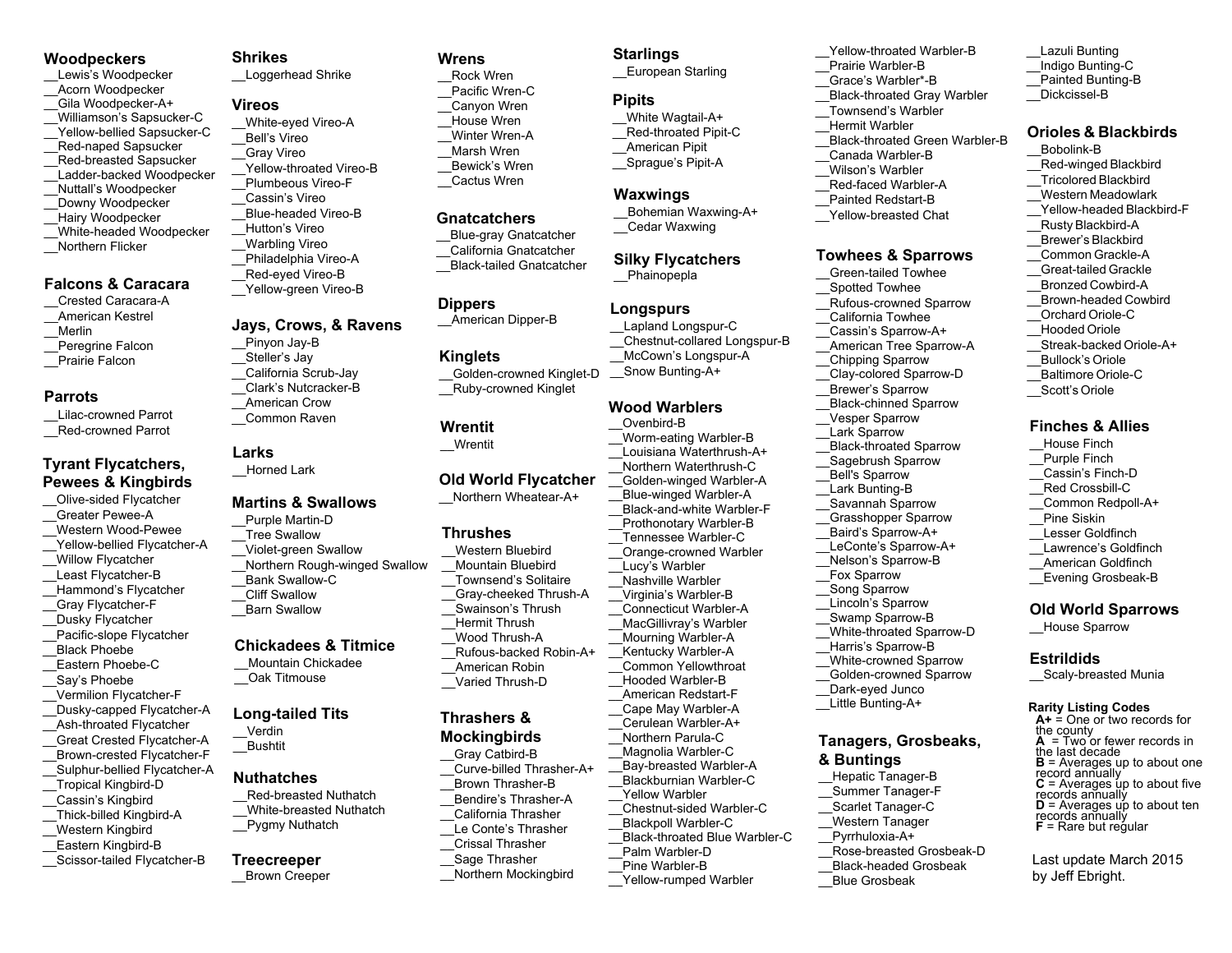## Woodpeckers

__Lewis's Woodpecker
__Acorn Woodpecker
__Gila Woodpecker-A+
__Williamson's Sapsucker-C
__Yellow-bellied Sapsucker-C
__Red-naped Sapsucker
__Red-breasted Sapsucker
__Ladder-backed Woodpecker
__Nuttall's Woodpecker
__Downy Woodpecker
__Hairy Woodpecker
__White-headed Woodpecker
__Northern Flicker

## Falcons & Caracara

__Crested Caracara-A
__American Kestrel
__Merlin
__Peregrine Falcon
__Prairie Falcon

## Parrots

__Lilac-crowned Parrot
__Red-crowned Parrot

## Tyrant Flycatchers, Pewees & Kingbirds

__Olive-sided Flycatcher
__Greater Pewee-A
__Western Wood-Pewee
__Yellow-bellied Flycatcher-A
__Willow Flycatcher
__Least Flycatcher-B
__Hammond's Flycatcher
__Gray Flycatcher-F
__Dusky Flycatcher
__Pacific-slope Flycatcher
__Black Phoebe
__Eastern Phoebe-C
__Say's Phoebe
__Vermilion Flycatcher-F
__Dusky-capped Flycatcher-A
__Ash-throated Flycatcher
__Great Crested Flycatcher-A
__Brown-crested Flycatcher-F
__Sulphur-bellied Flycatcher-A
__Tropical Kingbird-D
__Cassin's Kingbird
__Thick-billed Kingbird-A
__Western Kingbird
__Eastern Kingbird-B
__Scissor-tailed Flycatcher-B

## Shrikes

__Loggerhead Shrike

## Vireos

__White-eyed Vireo-A
__Bell's Vireo
__Gray Vireo
__Yellow-throated Vireo-B
__Plumbeous Vireo-F
__Cassin's Vireo
__Blue-headed Vireo-B
__Hutton's Vireo
__Warbling Vireo
__Philadelphia Vireo-A
__Red-eyed Vireo-B
__Yellow-green Vireo-B

## Jays, Crows, & Ravens

__Pinyon Jay-B
__Steller's Jay
__California Scrub-Jay
__Clark's Nutcracker-B
__American Crow
__Common Raven

## Larks

__Horned Lark

## Martins & Swallows

__Purple Martin-D
__Tree Swallow
__Violet-green Swallow
__Northern Rough-winged Swallow
__Bank Swallow-C
__Cliff Swallow
__Barn Swallow

## Chickadees & Titmice

__Mountain Chickadee
__Oak Titmouse

## Long-tailed Tits

__Verdin
__Bushtit

## Nuthatches

__Red-breasted Nuthatch
__White-breasted Nuthatch
__Pygmy Nuthatch

## Treecreeper

__Brown Creeper

## Wrens

__Rock Wren
__Pacific Wren-C
__Canyon Wren
__House Wren
__Winter Wren-A
__Marsh Wren
__Bewick's Wren
__Cactus Wren

## Gnatcatchers

__Blue-gray Gnatcatcher
__California Gnatcatcher
__Black-tailed Gnatcatcher

## Dippers

__American Dipper-B

## Kinglets

__Golden-crowned Kinglet-D
__Ruby-crowned Kinglet

## Wrentit

__Wrentit

## Old World Flycatcher

__Northern Wheatear-A+

## Thrushes

__Western Bluebird
__Mountain Bluebird
__Townsend's Solitaire
__Gray-cheeked Thrush-A
__Swainson's Thrush
__Hermit Thrush
__Wood Thrush-A
__Rufous-backed Robin-A+
__American Robin
__Varied Thrush-D

## Thrashers & Mockingbirds

__Gray Catbird-B
__Curve-billed Thrasher-A+
__Brown Thrasher-B
__Bendire's Thrasher-A
__California Thrasher
__Le Conte's Thrasher
__Crissal Thrasher
__Sage Thrasher
__Northern Mockingbird

## Starlings

__European Starling

## Pipits

__White Wagtail-A+
__Red-throated Pipit-C
__American Pipit
__Sprague's Pipit-A

## Waxwings

__Bohemian Waxwing-A+
__Cedar Waxwing

## Silky Flycatchers

__Phainopepla

## Longspurs

__Lapland Longspur-C
__Chestnut-collared Longspur-B
__McCown's Longspur-A
__Snow Bunting-A+

## Wood Warblers

__Ovenbird-B
__Worm-eating Warbler-B
__Louisiana Waterthrush-A+
__Northern Waterthrush-C
__Golden-winged Warbler-A
__Blue-winged Warbler-A
__Black-and-white Warbler-F
__Prothonotary Warbler-B
__Tennessee Warbler-C
__Orange-crowned Warbler
__Lucy's Warbler
__Nashville Warbler
__Virginia's Warbler-B
__Connecticut Warbler-A
__MacGillivray's Warbler
__Mourning Warbler-A
__Kentucky Warbler-A
__Common Yellowthroat
__Hooded Warbler-B
__American Redstart-F
__Cape May Warbler-A
__Cerulean Warbler-A+
__Northern Parula-C
__Magnolia Warbler-C
__Bay-breasted Warbler-A
__Blackburnian Warbler-C
__Yellow Warbler
__Chestnut-sided Warbler-C
__Blackpoll Warbler-C
__Black-throated Blue Warbler-C
__Palm Warbler-D
__Pine Warbler-B
__Yellow-rumped Warbler
__Yellow-throated Warbler-B
__Prairie Warbler-B
__Grace's Warbler*-B
__Black-throated Gray Warbler
__Townsend's Warbler
__Hermit Warbler
__Black-throated Green Warbler-B
__Canada Warbler-B
__Wilson's Warbler
__Red-faced Warbler-A
__Painted Redstart-B
__Yellow-breasted Chat

## Towhees & Sparrows

__Green-tailed Towhee
__Spotted Towhee
__Rufous-crowned Sparrow
__California Towhee
__Cassin's Sparrow-A+
__American Tree Sparrow-A
__Chipping Sparrow
__Clay-colored Sparrow-D
__Brewer's Sparrow
__Black-chinned Sparrow
__Vesper Sparrow
__Lark Sparrow
__Black-throated Sparrow
__Sagebrush Sparrow
__Bell's Sparrow
__Lark Bunting-B
__Savannah Sparrow
__Grasshopper Sparrow
__Baird's Sparrow-A+
__LeConte's Sparrow-A+
__Nelson's Sparrow-B
__Fox Sparrow
__Song Sparrow
__Lincoln's Sparrow
__Swamp Sparrow-B
__White-throated Sparrow-D
__Harris's Sparrow-B
__White-crowned Sparrow
__Golden-crowned Sparrow
__Dark-eyed Junco
__Little Bunting-A+

## Tanagers, Grosbeaks, & Buntings

__Hepatic Tanager-B
__Summer Tanager-F
__Scarlet Tanager-C
__Western Tanager
__Pyrrhuloxia-A+
__Rose-breasted Grosbeak-D
__Black-headed Grosbeak
__Blue Grosbeak
__Lazuli Bunting
__Indigo Bunting-C
__Painted Bunting-B
__Dickcissel-B

## Orioles & Blackbirds

__Bobolink-B
__Red-winged Blackbird
__Tricolored Blackbird
__Western Meadowlark
__Yellow-headed Blackbird-F
__Rusty Blackbird-A
__Brewer's Blackbird
__Common Grackle-A
__Great-tailed Grackle
__Bronzed Cowbird-A
__Brown-headed Cowbird
__Orchard Oriole-C
__Hooded Oriole
__Streak-backed Oriole-A+
__Bullock's Oriole
__Baltimore Oriole-C
__Scott's Oriole

## Finches & Allies

__House Finch
__Purple Finch
__Cassin's Finch-D
__Red Crossbill-C
__Common Redpoll-A+
__Pine Siskin
__Lesser Goldfinch
__Lawrence's Goldfinch
__American Goldfinch
__Evening Grosbeak-B

## Old World Sparrows

__House Sparrow

## Estrildids

__Scaly-breasted Munia

**Rarity Listing Codes**

**A+** = One or two records for the county
**A** = Two or fewer records in the last decade
**B** = Averages up to about one record annually
**C** = Averages up to about five records annually
**D** = Averages up to about ten records annually
**F** = Rare but regular

Last update March 2015 by Jeff Ebright.